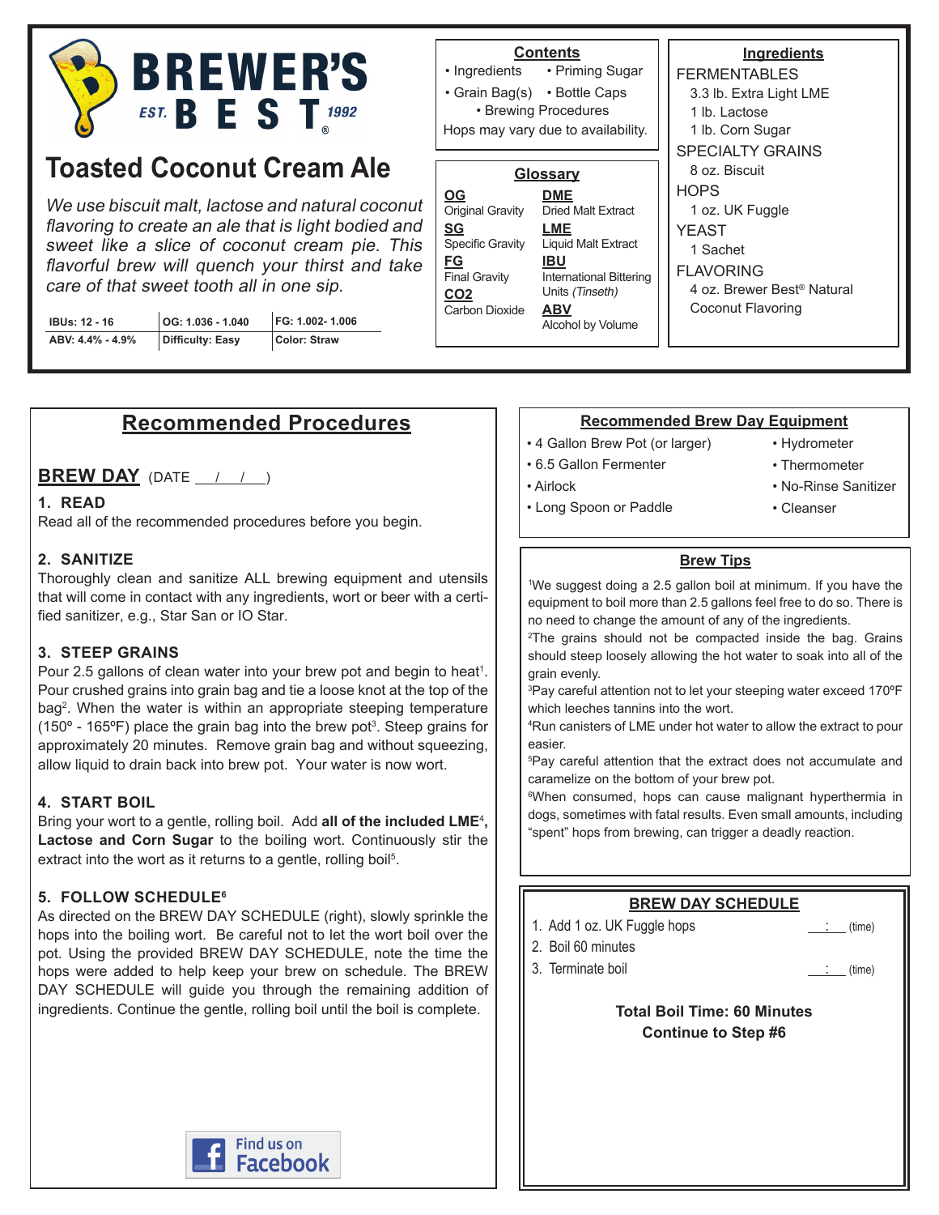BREWER'S BEST EST. 1992

# Toasted Coconut Cream Ale

*We use biscuit malt, lactose and natural coconut flavoring to create an ale that is light bodied and sweet like a slice of coconut cream pie. This flavorful brew will quench your thirst and take care of that sweet tooth all in one sip.*

| IBUs: 12 - 16 | OG: 1.036 - 1.040 | FG: 1.002- 1.006 |
|---|---|---|
| ABV: 4.4% - 4.9% | Difficulty: Easy | Color: Straw |

## Contents

- Ingredients
- Priming Sugar
- Grain Bag(s)
- Bottle Caps
- Brewing Procedures

Hops may vary due to availability.

## Glossary

**OG** Original Gravity
**SG** Specific Gravity
**FG** Final Gravity
**CO2** Carbon Dioxide
**DME** Dried Malt Extract
**LME** Liquid Malt Extract
**IBU** International Bittering Units *(Tinseth)*
**ABV** Alcohol by Volume

## Ingredients

FERMENTABLES
- 3.3 lb. Extra Light LME
- 1 lb. Lactose
- 1 lb. Corn Sugar

SPECIALTY GRAINS
- 8 oz. Biscuit

HOPS
- 1 oz. UK Fuggle

YEAST
- 1 Sachet

FLAVORING
- 4 oz. Brewer Best® Natural Coconut Flavoring

## Recommended Procedures

### BREW DAY (DATE __/__/__)

**1. READ**

Read all of the recommended procedures before you begin.

**2. SANITIZE**

Thoroughly clean and sanitize ALL brewing equipment and utensils that will come in contact with any ingredients, wort or beer with a certified sanitizer, e.g., Star San or IO Star.

**3. STEEP GRAINS**

Pour 2.5 gallons of clean water into your brew pot and begin to heat[1]. Pour crushed grains into grain bag and tie a loose knot at the top of the bag[2]. When the water is within an appropriate steeping temperature (150º - 165ºF) place the grain bag into the brew pot[3]. Steep grains for approximately 20 minutes. Remove grain bag and without squeezing, allow liquid to drain back into brew pot. Your water is now wort.

**4. START BOIL**

Bring your wort to a gentle, rolling boil. Add **all of the included LME**[4]**, Lactose and Corn Sugar** to the boiling wort. Continuously stir the extract into the wort as it returns to a gentle, rolling boil[5].

**5. FOLLOW SCHEDULE**[6]

As directed on the BREW DAY SCHEDULE (right), slowly sprinkle the hops into the boiling wort. Be careful not to let the wort boil over the pot. Using the provided BREW DAY SCHEDULE, note the time the hops were added to help keep your brew on schedule. The BREW DAY SCHEDULE will guide you through the remaining addition of ingredients. Continue the gentle, rolling boil until the boil is complete.

Find us on Facebook

## Recommended Brew Day Equipment

- 4 Gallon Brew Pot (or larger)
- 6.5 Gallon Fermenter
- Airlock
- Long Spoon or Paddle
- Hydrometer
- Thermometer
- No-Rinse Sanitizer
- Cleanser

## Brew Tips

[1]We suggest doing a 2.5 gallon boil at minimum. If you have the equipment to boil more than 2.5 gallons feel free to do so. There is no need to change the amount of any of the ingredients.
[2]The grains should not be compacted inside the bag. Grains should steep loosely allowing the hot water to soak into all of the grain evenly.
[3]Pay careful attention not to let your steeping water exceed 170ºF which leeches tannins into the wort.
[4]Run canisters of LME under hot water to allow the extract to pour easier.
[5]Pay careful attention that the extract does not accumulate and caramelize on the bottom of your brew pot.
[6]When consumed, hops can cause malignant hyperthermia in dogs, sometimes with fatal results. Even small amounts, including "spent" hops from brewing, can trigger a deadly reaction.

## BREW DAY SCHEDULE

1. Add 1 oz. UK Fuggle hops ___:___ (time)
2. Boil 60 minutes
3. Terminate boil ___:___ (time)

**Total Boil Time: 60 Minutes**
**Continue to Step #6**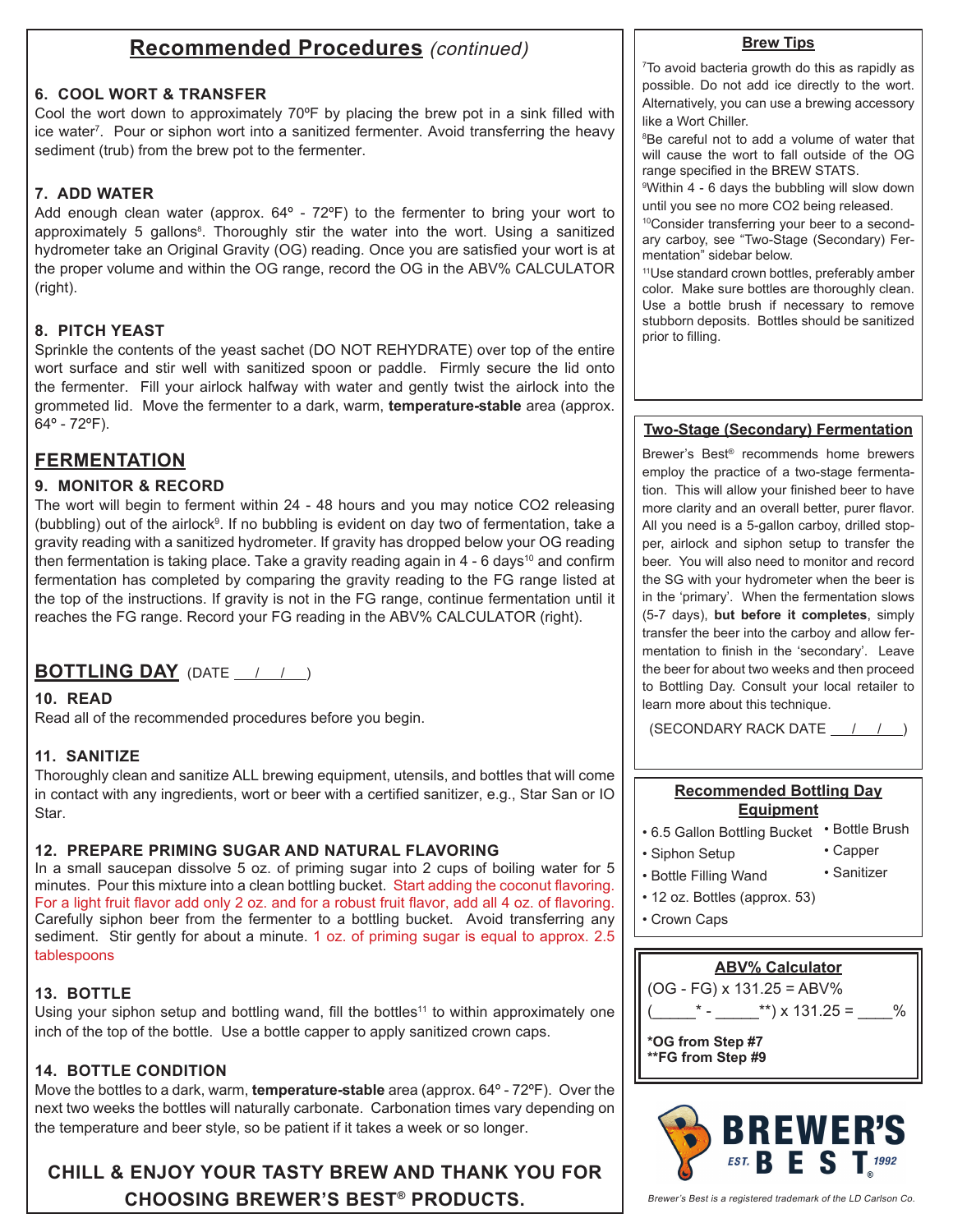## Recommended Procedures *(continued)*

### 6. COOL WORT & TRANSFER

Cool the wort down to approximately 70ºF by placing the brew pot in a sink filled with ice water[7]. Pour or siphon wort into a sanitized fermenter. Avoid transferring the heavy sediment (trub) from the brew pot to the fermenter.

### 7. ADD WATER

Add enough clean water (approx. 64º - 72ºF) to the fermenter to bring your wort to approximately 5 gallons[8]. Thoroughly stir the water into the wort. Using a sanitized hydrometer take an Original Gravity (OG) reading. Once you are satisfied your wort is at the proper volume and within the OG range, record the OG in the ABV% CALCULATOR (right).

### 8. PITCH YEAST

Sprinkle the contents of the yeast sachet (DO NOT REHYDRATE) over top of the entire wort surface and stir well with sanitized spoon or paddle. Firmly secure the lid onto the fermenter. Fill your airlock halfway with water and gently twist the airlock into the grommeted lid. Move the fermenter to a dark, warm, **temperature-stable** area (approx. 64º - 72ºF).

## FERMENTATION

### 9. MONITOR & RECORD

The wort will begin to ferment within 24 - 48 hours and you may notice $CO_2$ releasing (bubbling) out of the airlock[9]. If no bubbling is evident on day two of fermentation, take a gravity reading with a sanitized hydrometer. If gravity has dropped below your OG reading then fermentation is taking place. Take a gravity reading again in 4 - 6 days[10] and confirm fermentation has completed by comparing the gravity reading to the FG range listed at the top of the instructions. If gravity is not in the FG range, continue fermentation until it reaches the FG range. Record your FG reading in the ABV% CALCULATOR (right).

## BOTTLING DAY (DATE \_\_/\_\_/\_\_)

### 10. READ

Read all of the recommended procedures before you begin.

### 11. SANITIZE

Thoroughly clean and sanitize ALL brewing equipment, utensils, and bottles that will come in contact with any ingredients, wort or beer with a certified sanitizer, e.g., Star San or IO Star.

### 12. PREPARE PRIMING SUGAR AND NATURAL FLAVORING

In a small saucepan dissolve 5 oz. of priming sugar into 2 cups of boiling water for 5 minutes. Pour this mixture into a clean bottling bucket. Start adding the coconut flavoring. For a light fruit flavor add only 2 oz. and for a robust fruit flavor, add all 4 oz. of flavoring. Carefully siphon beer from the fermenter to a bottling bucket. Avoid transferring any sediment. Stir gently for about a minute. 1 oz. of priming sugar is equal to approx. 2.5 tablespoons

### 13. BOTTLE

Using your siphon setup and bottling wand, fill the bottles[11] to within approximately one inch of the top of the bottle. Use a bottle capper to apply sanitized crown caps.

### 14. BOTTLE CONDITION

Move the bottles to a dark, warm, **temperature-stable** area (approx. 64º - 72ºF). Over the next two weeks the bottles will naturally carbonate. Carbonation times vary depending on the temperature and beer style, so be patient if it takes a week or so longer.

**CHILL & ENJOY YOUR TASTY BREW AND THANK YOU FOR CHOOSING BREWER'S BEST® PRODUCTS.**

---

### Brew Tips

[7]To avoid bacteria growth do this as rapidly as possible. Do not add ice directly to the wort. Alternatively, you can use a brewing accessory like a Wort Chiller.

[8]Be careful not to add a volume of water that will cause the wort to fall outside of the OG range specified in the BREW STATS.

[9]Within 4 - 6 days the bubbling will slow down until you see no more $CO_2$ being released.

[10]Consider transferring your beer to a secondary carboy, see "Two-Stage (Secondary) Fermentation" sidebar below.

[11]Use standard crown bottles, preferably amber color. Make sure bottles are thoroughly clean. Use a bottle brush if necessary to remove stubborn deposits. Bottles should be sanitized prior to filling.

### Two-Stage (Secondary) Fermentation

Brewer's Best® recommends home brewers employ the practice of a two-stage fermentation. This will allow your finished beer to have more clarity and an overall better, purer flavor. All you need is a 5-gallon carboy, drilled stopper, airlock and siphon setup to transfer the beer. You will also need to monitor and record the SG with your hydrometer when the beer is in the 'primary'. When the fermentation slows (5-7 days), **but before it completes**, simply transfer the beer into the carboy and allow fermentation to finish in the 'secondary'. Leave the beer for about two weeks and then proceed to Bottling Day. Consult your local retailer to learn more about this technique.

(SECONDARY RACK DATE \_\_/\_\_/\_\_)

### Recommended Bottling Day Equipment

- 6.5 Gallon Bottling Bucket
- Siphon Setup
- Bottle Filling Wand
- 12 oz. Bottles (approx. 53)
- Crown Caps
- Bottle Brush
- Capper
- Sanitizer

### ABV% Calculator

(OG - FG) x 131.25 = ABV%

(\_\_\_\_\_* - \_\_\_\_\_**) x 131.25 = \_\_\_\_%

**\*OG from Step #7**
**\*\*FG from Step #9**

BREWER'S BEST EST. 1992

*Brewer's Best is a registered trademark of the LD Carlson Co.*